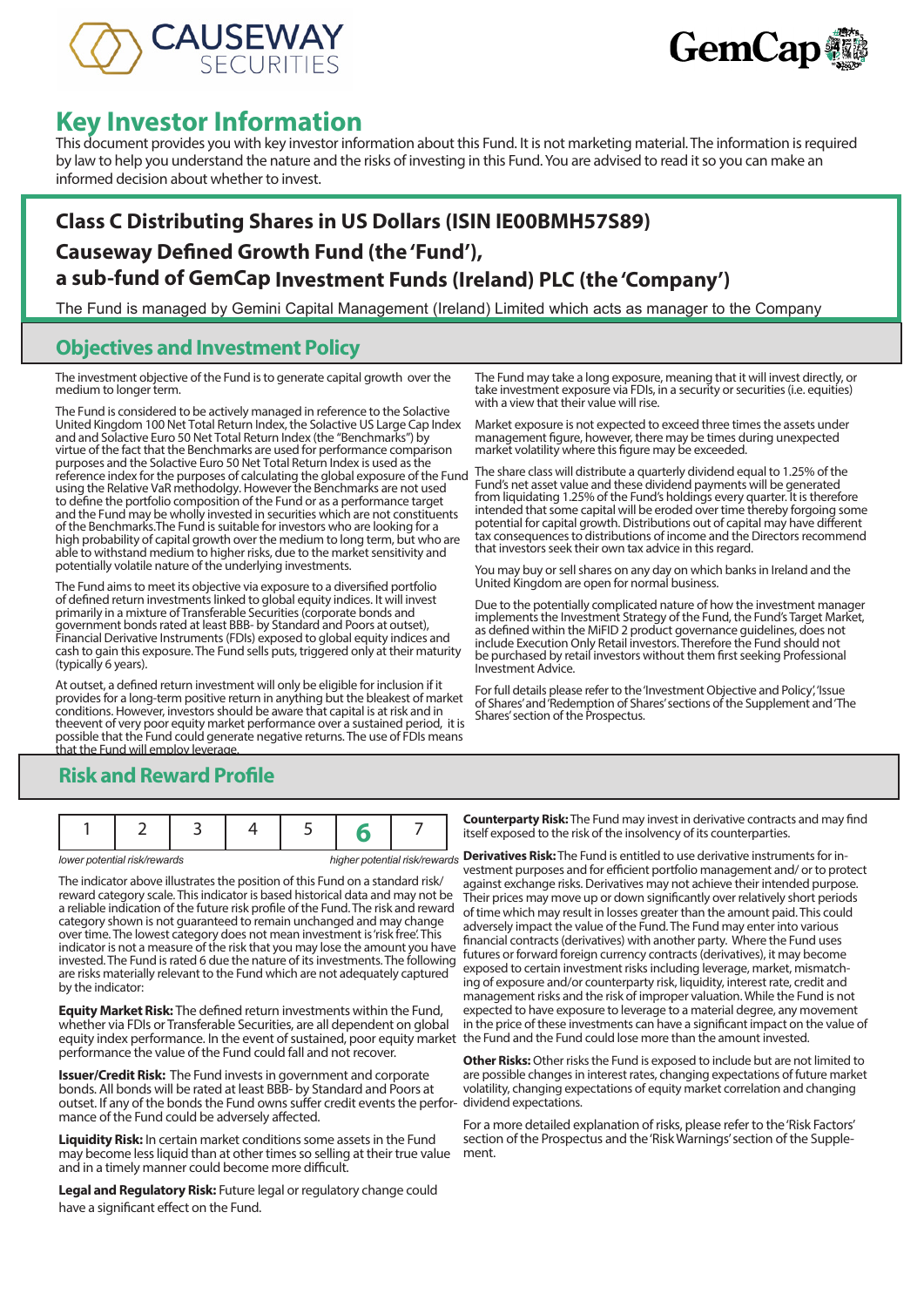# Key Investor Information

This document provides you with key investor information about this Fund. It is not marketing material. The information is required by law to help you understand the nature and the risks of investing in this Fund. You are advised to read it so you can make an informed decision about whether to invest.

## Class C Distributing Shares in US Dollars (ISIN IE00BMH57S89)

## Causeway Defined Growth Fund (the 'Fund'), a sub-fund of GemCap Investment Funds (Ireland) PLC (the 'Company')

The Fund is managed by Gemini Capital Management (Ireland) Limited which acts as manager to the Company

## Objectives and Investment Policy

The investment objective of the Fund is to generate capital growth over the medium to longer term.

The Fund is considered to be actively managed in reference to the Solactive United Kingdom 100 Net Total Return Index, the Solactive US Large Cap Index and and Solactive Euro 50 Net Total Return Index (the "Benchmarks") by virtue of the fact that the Benchmarks are used for performance comparison purposes and the Solactive Euro 50 Net Total Return Index is used as the reference index for the purposes of calculating the global exposure of the Fund using the Relative VaR methodolgy. However the Benchmarks are not used to define the portfolio composition of the Fund or as a performance target and the Fund may be wholly invested in securities which are not constituents of the Benchmarks.The Fund is suitable for investors who are looking for a high probability of capital growth over the medium to long term, but who are able to withstand medium to higher risks, due to the market sensitivity and potentially volatile nature of the underlying investments.

The Fund aims to meet its objective via exposure to a diversified portfolio of defined return investments linked to global equity indices. It will invest primarily in a mixture of Transferable Securities (corporate bonds and government bonds rated at least BBB- by Standard and Poors at outset), Financial Derivative Instruments (FDIs) exposed to global equity indices and cash to gain this exposure. The Fund sells puts, triggered only at their maturity (typically 6 years).

At outset, a defined return investment will only be eligible for inclusion if it provides for a long-term positive return in anything but the bleakest of market conditions. However, investors should be aware that capital is at risk and in theevent of very poor equity market performance over a sustained period, it is possible that the Fund could generate negative returns. The use of FDIs means that the Fund will employ leverage.

The Fund may take a long exposure, meaning that it will invest directly, or take investment exposure via FDIs, in a security or securities (i.e. equities) with a view that their value will rise.

Market exposure is not expected to exceed three times the assets under management figure, however, there may be times during unexpected market volatility where this figure may be exceeded.

The share class will distribute a quarterly dividend equal to 1.25% of the Fund's net asset value and these dividend payments will be generated from liquidating 1.25% of the Fund's holdings every quarter. It is therefore intended that some capital will be eroded over time thereby forgoing some potential for capital growth. Distributions out of capital may have different tax consequences to distributions of income and the Directors recommend that investors seek their own tax advice in this regard.

You may buy or sell shares on any day on which banks in Ireland and the United Kingdom are open for normal business.

Due to the potentially complicated nature of how the investment manager implements the Investment Strategy of the Fund, the Fund's Target Market, as defined within the MiFID 2 product governance guidelines, does not include Execution Only Retail investors. Therefore the Fund should not be purchased by retail investors without them first seeking Professional Investment Advice.

For full details please refer to the 'Investment Objective and Policy', 'Issue of Shares' and 'Redemption of Shares' sections of the Supplement and 'The Shares' section of the Prospectus.

## Risk and Reward Profile

| 1 | 2 | 3 | 4 | 5 | **6** | 7 |
|---|---|---|---|---|---|---|

*lower potential risk/rewards* — *higher potential risk/rewards*

The indicator above illustrates the position of this Fund on a standard risk/ reward category scale. This indicator is based historical data and may not be a reliable indication of the future risk profile of the Fund. The risk and reward category shown is not guaranteed to remain unchanged and may change over time. The lowest category does not mean investment is 'risk free'. This indicator is not a measure of the risk that you may lose the amount you have invested. The Fund is rated 6 due the nature of its investments. The following are risks materially relevant to the Fund which are not adequately captured by the indicator:

**Equity Market Risk:** The defined return investments within the Fund, whether via FDIs or Transferable Securities, are all dependent on global equity index performance. In the event of sustained, poor equity market performance the value of the Fund could fall and not recover.

**Issuer/Credit Risk:** The Fund invests in government and corporate bonds. All bonds will be rated at least BBB- by Standard and Poors at outset. If any of the bonds the Fund owns suffer credit events the performance of the Fund could be adversely affected.

**Liquidity Risk:** In certain market conditions some assets in the Fund may become less liquid than at other times so selling at their true value and in a timely manner could become more difficult.

**Legal and Regulatory Risk:** Future legal or regulatory change could have a significant effect on the Fund.

**Counterparty Risk:** The Fund may invest in derivative contracts and may find itself exposed to the risk of the insolvency of its counterparties.

**Derivatives Risk:** The Fund is entitled to use derivative instruments for investment purposes and for efficient portfolio management and/ or to protect against exchange risks. Derivatives may not achieve their intended purpose. Their prices may move up or down significantly over relatively short periods of time which may result in losses greater than the amount paid. This could adversely impact the value of the Fund. The Fund may enter into various financial contracts (derivatives) with another party. Where the Fund uses futures or forward foreign currency contracts (derivatives), it may become exposed to certain investment risks including leverage, market, mismatching of exposure and/or counterparty risk, liquidity, interest rate, credit and management risks and the risk of improper valuation. While the Fund is not expected to have exposure to leverage to a material degree, any movement in the price of these investments can have a significant impact on the value of the Fund and the Fund could lose more than the amount invested.

**Other Risks:** Other risks the Fund is exposed to include but are not limited to are possible changes in interest rates, changing expectations of future market volatility, changing expectations of equity market correlation and changing dividend expectations.

For a more detailed explanation of risks, please refer to the 'Risk Factors' section of the Prospectus and the 'Risk Warnings' section of the Supplement.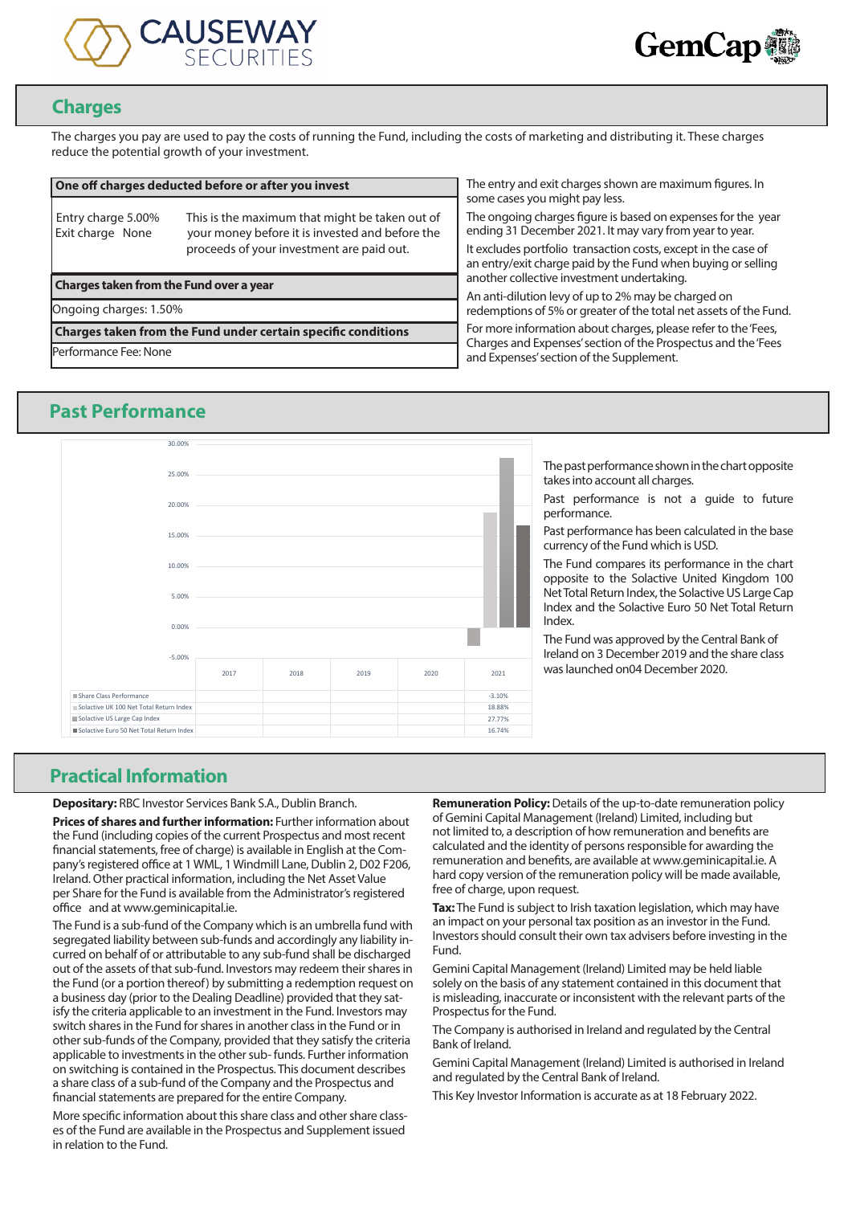## Charges

The charges you pay are used to pay the costs of running the Fund, including the costs of marketing and distributing it. These charges reduce the potential growth of your investment.

| One off charges deducted before or after you invest | |
|---|---|
| Entry charge 5.00%<br>Exit charge None | This is the maximum that might be taken out of your money before it is invested and before the proceeds of your investment are paid out. |
| **Charges taken from the Fund over a year** | |
| Ongoing charges: 1.50% | |
| **Charges taken from the Fund under certain specific conditions** | |
| Performance Fee: None | |

The entry and exit charges shown are maximum figures. In some cases you might pay less.

The ongoing charges figure is based on expenses for the year ending 31 December 2021. It may vary from year to year.

It excludes portfolio transaction costs, except in the case of an entry/exit charge paid by the Fund when buying or selling another collective investment undertaking.

An anti-dilution levy of up to 2% may be charged on redemptions of 5% or greater of the total net assets of the Fund.

For more information about charges, please refer to the 'Fees, Charges and Expenses' section of the Prospectus and the 'Fees and Expenses' section of the Supplement.

## Past Performance

30.00%
25.00%
20.00%
15.00%
10.00%
5.00%
0.00%
-5.00%

2017 2018 2019 2020 2021

Share Class Performance: -3.10%
Solactive UK 100 Net Total Return Index: 18.88%
Solactive US Large Cap Index: 27.77%
Solactive Euro 50 Net Total Return Index: 16.74%

The past performance shown in the chart opposite takes into account all charges.

Past performance is not a guide to future performance.

Past performance has been calculated in the base currency of the Fund which is USD.

The Fund compares its performance in the chart opposite to the Solactive United Kingdom 100 Net Total Return Index, the Solactive US Large Cap Index and the Solactive Euro 50 Net Total Return Index.

The Fund was approved by the Central Bank of Ireland on 3 December 2019 and the share class was launched on04 December 2020.

## Practical Information

**Depositary:** RBC Investor Services Bank S.A., Dublin Branch.

**Prices of shares and further information:** Further information about the Fund (including copies of the current Prospectus and most recent financial statements, free of charge) is available in English at the Company's registered office at 1 WML, 1 Windmill Lane, Dublin 2, D02 F206, Ireland. Other practical information, including the Net Asset Value per Share for the Fund is available from the Administrator's registered office and at www.geminicapital.ie.

The Fund is a sub-fund of the Company which is an umbrella fund with segregated liability between sub-funds and accordingly any liability incurred on behalf of or attributable to any sub-fund shall be discharged out of the assets of that sub-fund. Investors may redeem their shares in the Fund (or a portion thereof) by submitting a redemption request on a business day (prior to the Dealing Deadline) provided that they satisfy the criteria applicable to an investment in the Fund. Investors may switch shares in the Fund for shares in another class in the Fund or in other sub-funds of the Company, provided that they satisfy the criteria applicable to investments in the other sub- funds. Further information on switching is contained in the Prospectus. This document describes a share class of a sub-fund of the Company and the Prospectus and financial statements are prepared for the entire Company.

More specific information about this share class and other share classes of the Fund are available in the Prospectus and Supplement issued in relation to the Fund.

**Remuneration Policy:** Details of the up-to-date remuneration policy of Gemini Capital Management (Ireland) Limited, including but not limited to, a description of how remuneration and benefits are calculated and the identity of persons responsible for awarding the remuneration and benefits, are available at www.geminicapital.ie. A hard copy version of the remuneration policy will be made available, free of charge, upon request.

**Tax:** The Fund is subject to Irish taxation legislation, which may have an impact on your personal tax position as an investor in the Fund. Investors should consult their own tax advisers before investing in the Fund.

Gemini Capital Management (Ireland) Limited may be held liable solely on the basis of any statement contained in this document that is misleading, inaccurate or inconsistent with the relevant parts of the Prospectus for the Fund.

The Company is authorised in Ireland and regulated by the Central Bank of Ireland.

Gemini Capital Management (Ireland) Limited is authorised in Ireland and regulated by the Central Bank of Ireland.

This Key Investor Information is accurate as at 18 February 2022.